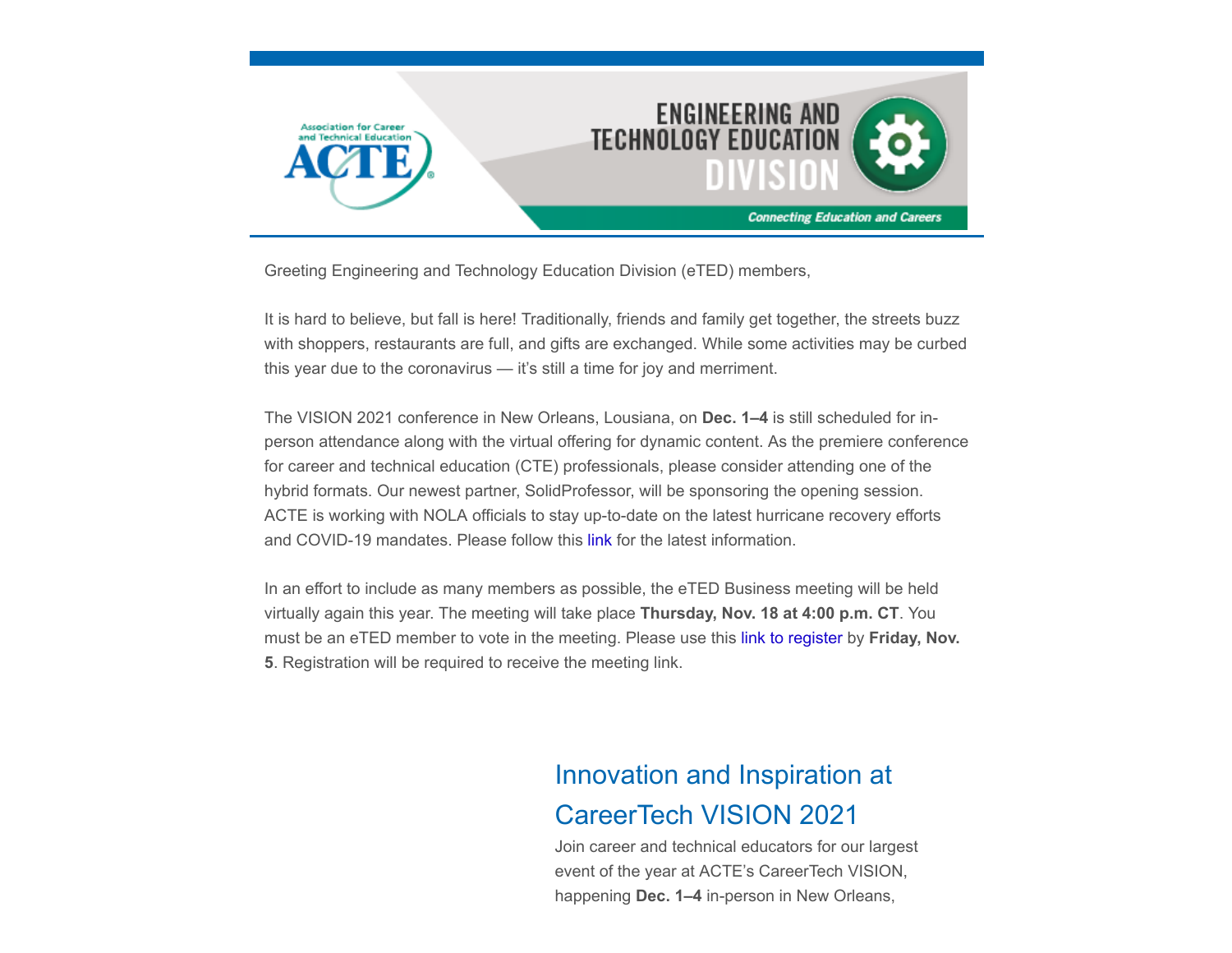Greeting Engineering and Technology Education Division (eTED) members,

It is hard to believe, but fall is here! Traditionally, friends and family get together, the streets buzz with shoppers, restaurants are full, and gifts are exchanged. While some activities may be curbed this year due to the coronavirus — it's still a time for joy and merriment.

The VISION 2021 conference in New Orleans, Lousiana, on **Dec. 1–4** is still scheduled for in-person attendance along with the virtual offering for dynamic content. As the premiere conference for career and technical education (CTE) professionals, please consider attending one of the hybrid formats. Our newest partner, SolidProfessor, will be sponsoring the opening session. ACTE is working with NOLA officials to stay up-to-date on the latest hurricane recovery efforts and COVID-19 mandates. Please follow this link for the latest information.

In an effort to include as many members as possible, the eTED Business meeting will be held virtually again this year. The meeting will take place **Thursday, Nov. 18 at 4:00 p.m. CT**. You must be an eTED member to vote in the meeting. Please use this link to register by **Friday, Nov. 5**. Registration will be required to receive the meeting link.

## Innovation and Inspiration at CareerTech VISION 2021

Join career and technical educators for our largest event of the year at ACTE's CareerTech VISION, happening **Dec. 1–4** in-person in New Orleans,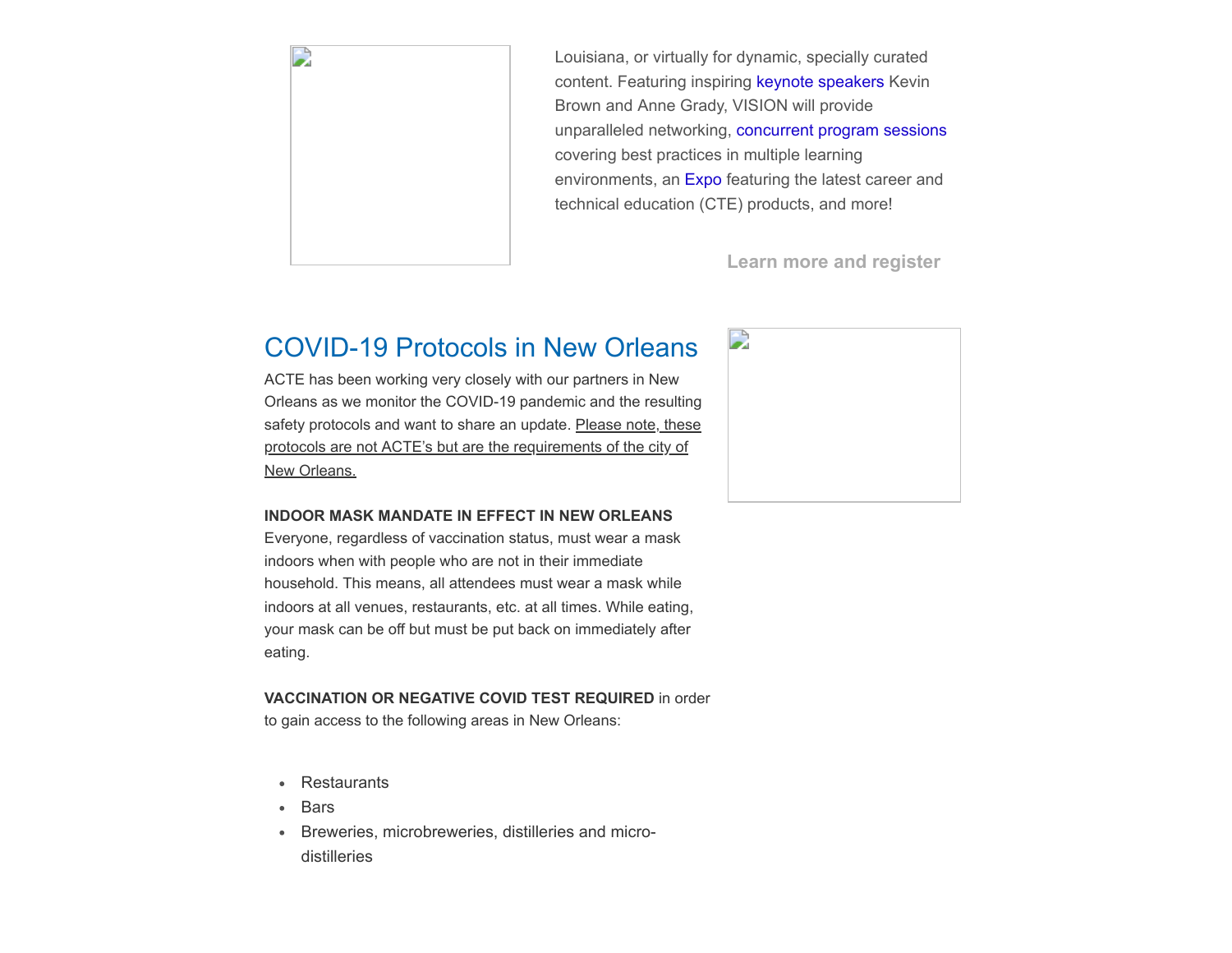Louisiana, or virtually for dynamic, specially curated content. Featuring inspiring keynote speakers Kevin Brown and Anne Grady, VISION will provide unparalleled networking, concurrent program sessions covering best practices in multiple learning environments, an Expo featuring the latest career and technical education (CTE) products, and more!

**Learn more and register**

## COVID-19 Protocols in New Orleans

ACTE has been working very closely with our partners in New Orleans as we monitor the COVID-19 pandemic and the resulting safety protocols and want to share an update. Please note, these protocols are not ACTE's but are the requirements of the city of New Orleans.

**INDOOR MASK MANDATE IN EFFECT IN NEW ORLEANS**
Everyone, regardless of vaccination status, must wear a mask indoors when with people who are not in their immediate household. This means, all attendees must wear a mask while indoors at all venues, restaurants, etc. at all times. While eating, your mask can be off but must be put back on immediately after eating.

**VACCINATION OR NEGATIVE COVID TEST REQUIRED** in order to gain access to the following areas in New Orleans:

- Restaurants
- Bars
- Breweries, microbreweries, distilleries and micro-distilleries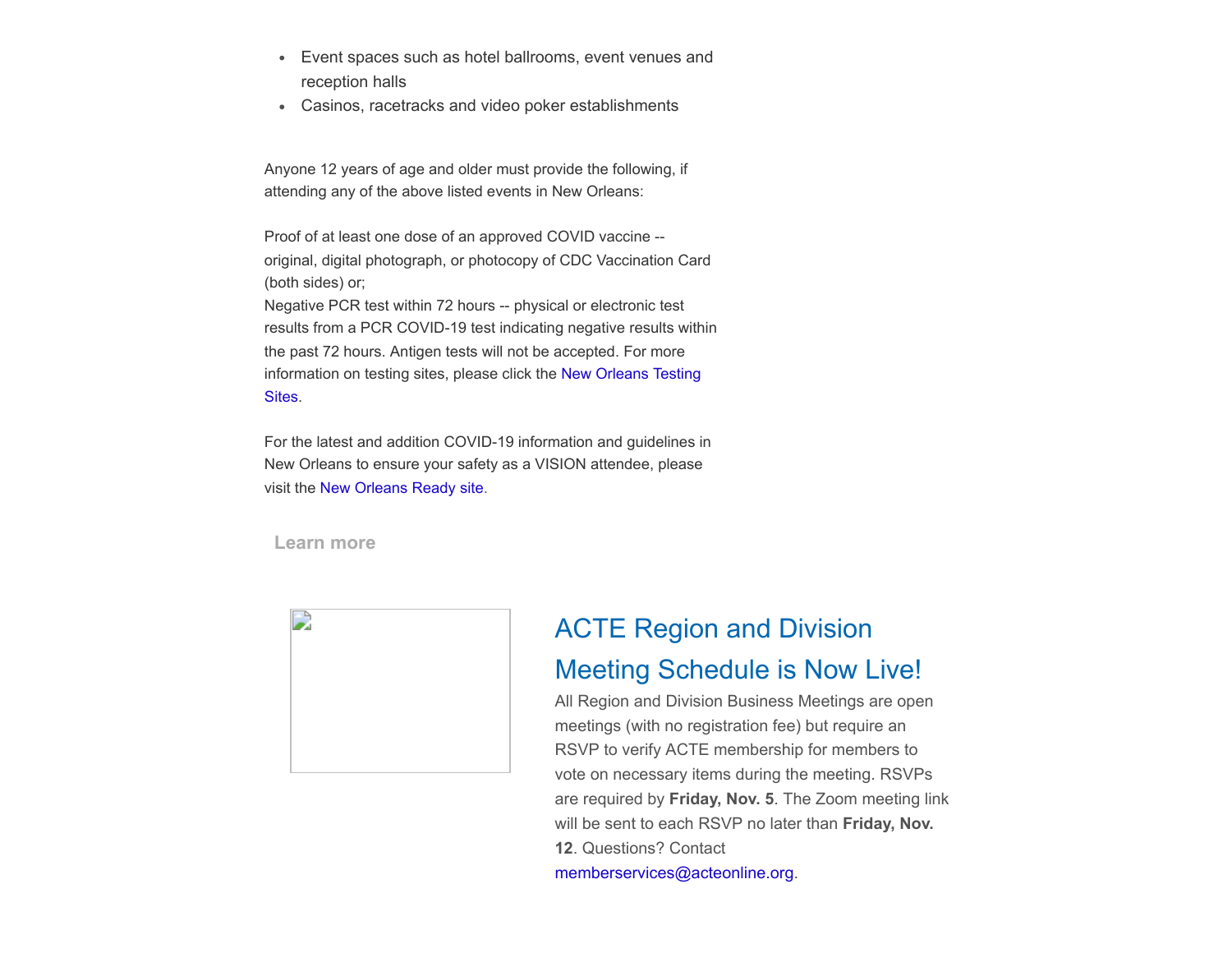- Event spaces such as hotel ballrooms, event venues and reception halls
- Casinos, racetracks and video poker establishments

Anyone 12 years of age and older must provide the following, if attending any of the above listed events in New Orleans:

Proof of at least one dose of an approved COVID vaccine -- original, digital photograph, or photocopy of CDC Vaccination Card (both sides) or;
Negative PCR test within 72 hours -- physical or electronic test results from a PCR COVID-19 test indicating negative results within the past 72 hours. Antigen tests will not be accepted. For more information on testing sites, please click the New Orleans Testing Sites.

For the latest and addition COVID-19 information and guidelines in New Orleans to ensure your safety as a VISION attendee, please visit the New Orleans Ready site.

Learn more

## ACTE Region and Division Meeting Schedule is Now Live!

All Region and Division Business Meetings are open meetings (with no registration fee) but require an RSVP to verify ACTE membership for members to vote on necessary items during the meeting. RSVPs are required by **Friday, Nov. 5**. The Zoom meeting link will be sent to each RSVP no later than **Friday, Nov. 12**. Questions? Contact memberservices@acteonline.org.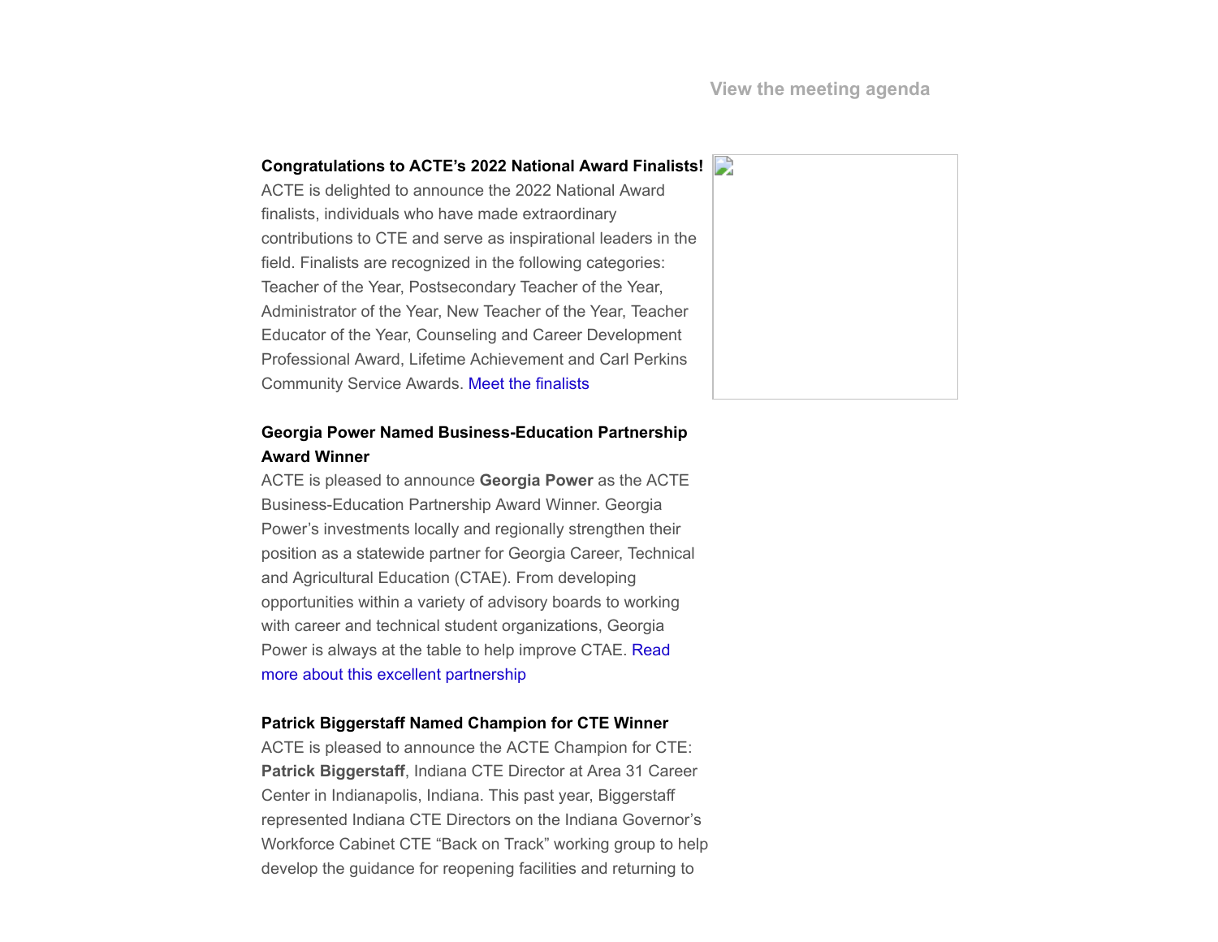View the meeting agenda

**Congratulations to ACTE's 2022 National Award Finalists!**
ACTE is delighted to announce the 2022 National Award finalists, individuals who have made extraordinary contributions to CTE and serve as inspirational leaders in the field. Finalists are recognized in the following categories: Teacher of the Year, Postsecondary Teacher of the Year, Administrator of the Year, New Teacher of the Year, Teacher Educator of the Year, Counseling and Career Development Professional Award, Lifetime Achievement and Carl Perkins Community Service Awards. Meet the finalists

**Georgia Power Named Business-Education Partnership Award Winner**
ACTE is pleased to announce **Georgia Power** as the ACTE Business-Education Partnership Award Winner. Georgia Power's investments locally and regionally strengthen their position as a statewide partner for Georgia Career, Technical and Agricultural Education (CTAE). From developing opportunities within a variety of advisory boards to working with career and technical student organizations, Georgia Power is always at the table to help improve CTAE. Read more about this excellent partnership

**Patrick Biggerstaff Named Champion for CTE Winner**
ACTE is pleased to announce the ACTE Champion for CTE: **Patrick Biggerstaff**, Indiana CTE Director at Area 31 Career Center in Indianapolis, Indiana. This past year, Biggerstaff represented Indiana CTE Directors on the Indiana Governor's Workforce Cabinet CTE "Back on Track" working group to help develop the guidance for reopening facilities and returning to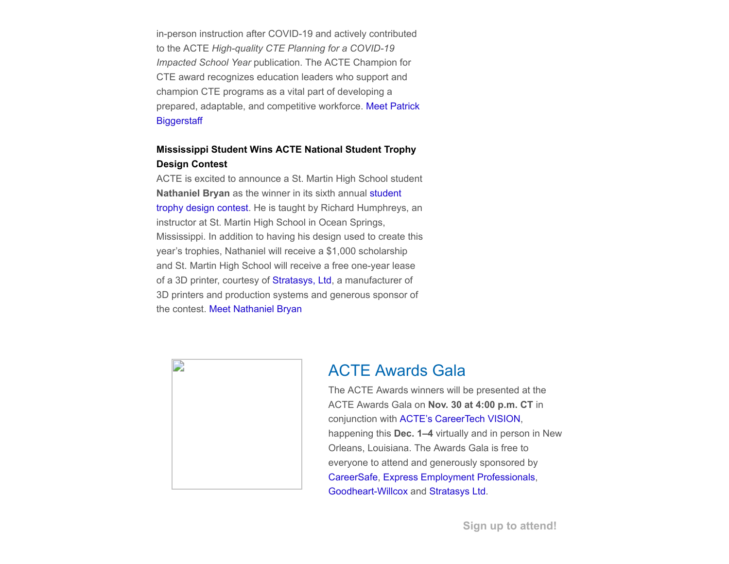in-person instruction after COVID-19 and actively contributed to the ACTE *High-quality CTE Planning for a COVID-19 Impacted School Year* publication. The ACTE Champion for CTE award recognizes education leaders who support and champion CTE programs as a vital part of developing a prepared, adaptable, and competitive workforce. Meet Patrick Biggerstaff

**Mississippi Student Wins ACTE National Student Trophy Design Contest**

ACTE is excited to announce a St. Martin High School student **Nathaniel Bryan** as the winner in its sixth annual student trophy design contest. He is taught by Richard Humphreys, an instructor at St. Martin High School in Ocean Springs, Mississippi. In addition to having his design used to create this year's trophies, Nathaniel will receive a $1,000 scholarship and St. Martin High School will receive a free one-year lease of a 3D printer, courtesy of Stratasys, Ltd, a manufacturer of 3D printers and production systems and generous sponsor of the contest. Meet Nathaniel Bryan

## ACTE Awards Gala

The ACTE Awards winners will be presented at the ACTE Awards Gala on **Nov. 30 at 4:00 p.m. CT** in conjunction with ACTE's CareerTech VISION, happening this **Dec. 1–4** virtually and in person in New Orleans, Louisiana. The Awards Gala is free to everyone to attend and generously sponsored by CareerSafe, Express Employment Professionals, Goodheart-Willcox and Stratasys Ltd.

**Sign up to attend!**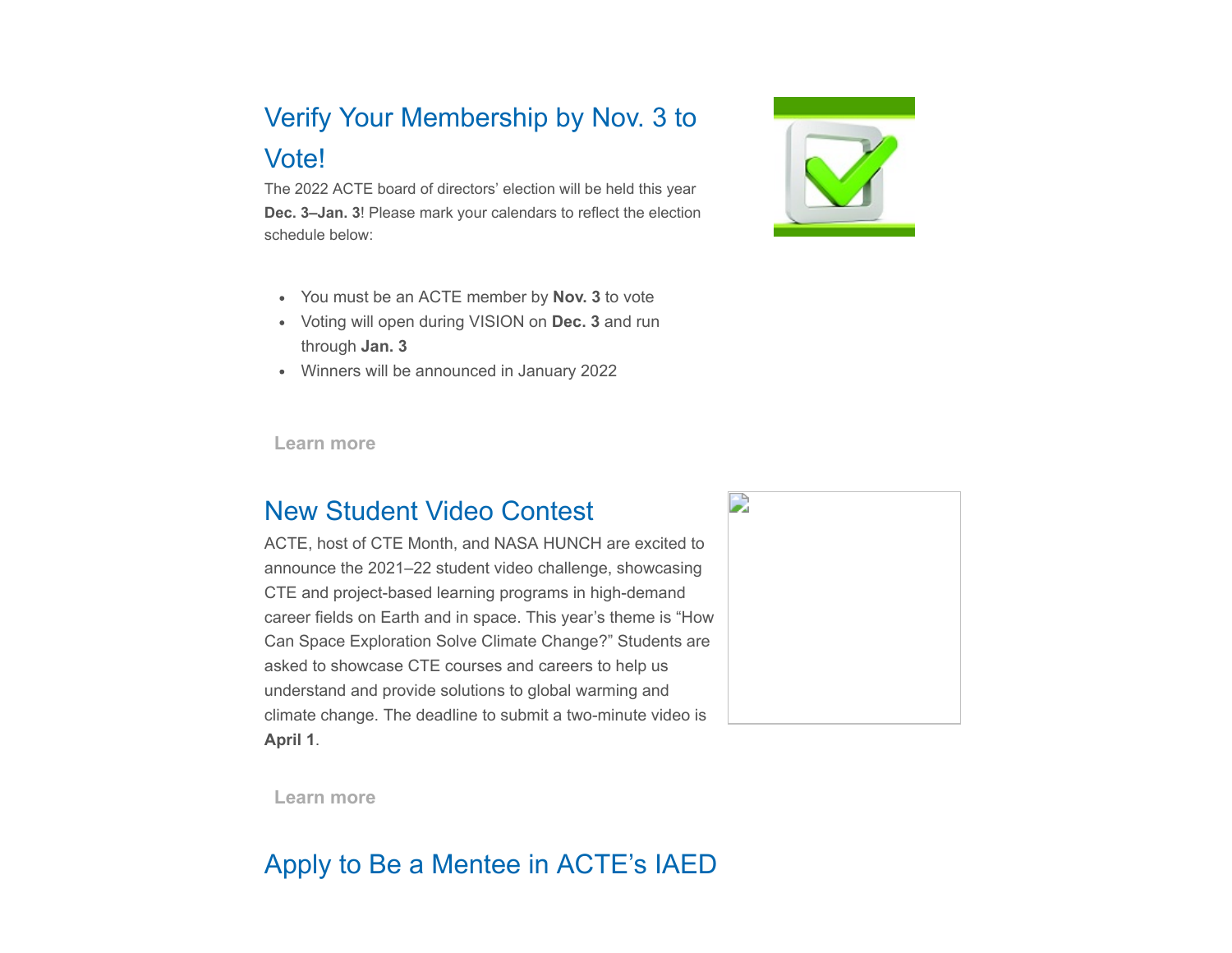## Verify Your Membership by Nov. 3 to Vote!

The 2022 ACTE board of directors' election will be held this year **Dec. 3–Jan. 3**! Please mark your calendars to reflect the election schedule below:

- You must be an ACTE member by **Nov. 3** to vote
- Voting will open during VISION on **Dec. 3** and run through **Jan. 3**
- Winners will be announced in January 2022

Learn more

## New Student Video Contest

ACTE, host of CTE Month, and NASA HUNCH are excited to announce the 2021–22 student video challenge, showcasing CTE and project-based learning programs in high-demand career fields on Earth and in space. This year's theme is "How Can Space Exploration Solve Climate Change?" Students are asked to showcase CTE courses and careers to help us understand and provide solutions to global warming and climate change. The deadline to submit a two-minute video is **April 1**.

Learn more

## Apply to Be a Mentee in ACTE's IAED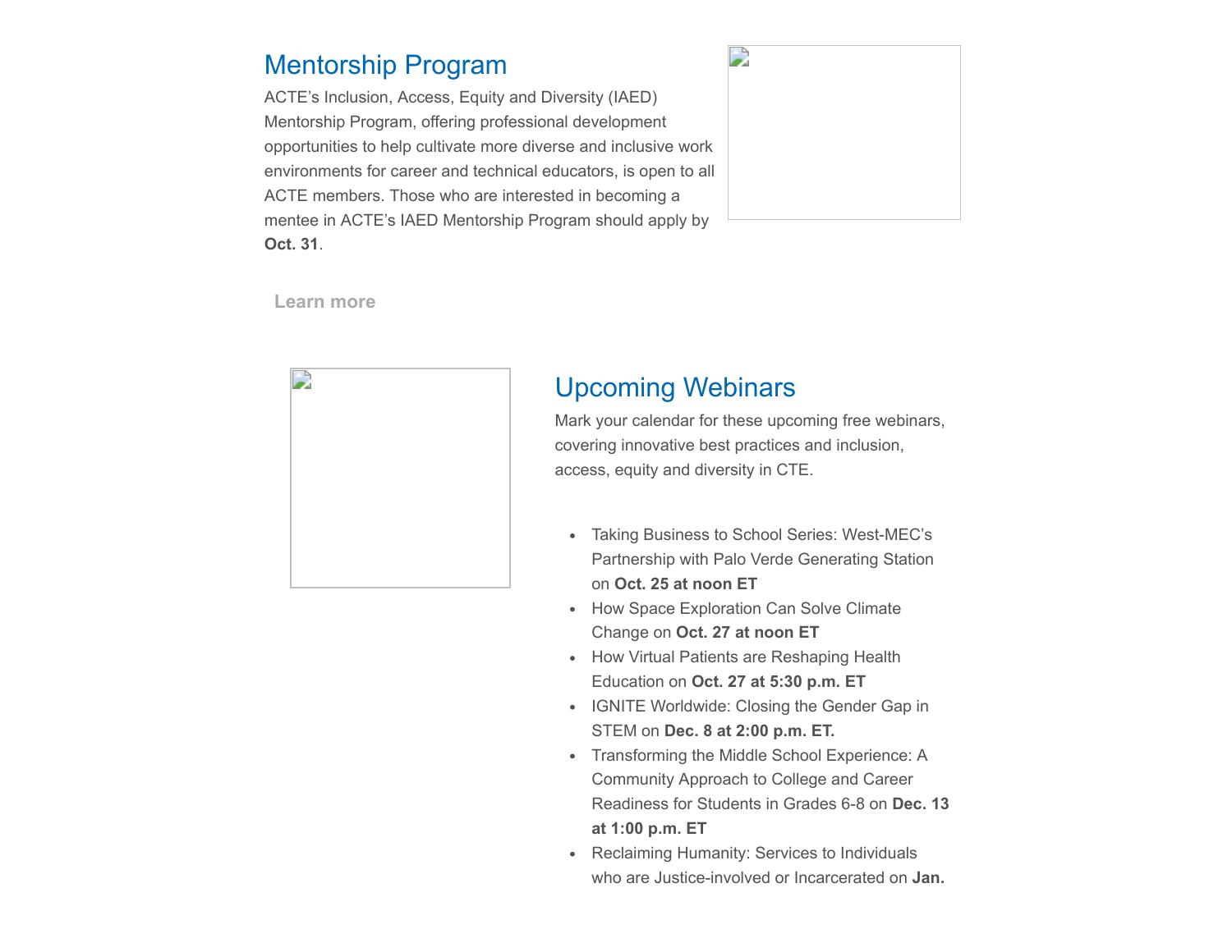## Mentorship Program

ACTE's Inclusion, Access, Equity and Diversity (IAED) Mentorship Program, offering professional development opportunities to help cultivate more diverse and inclusive work environments for career and technical educators, is open to all ACTE members. Those who are interested in becoming a mentee in ACTE's IAED Mentorship Program should apply by **Oct. 31**.

Learn more

## Upcoming Webinars

Mark your calendar for these upcoming free webinars, covering innovative best practices and inclusion, access, equity and diversity in CTE.

- Taking Business to School Series: West-MEC's Partnership with Palo Verde Generating Station on **Oct. 25 at noon ET**
- How Space Exploration Can Solve Climate Change on **Oct. 27 at noon ET**
- How Virtual Patients are Reshaping Health Education on **Oct. 27 at 5:30 p.m. ET**
- IGNITE Worldwide: Closing the Gender Gap in STEM on **Dec. 8 at 2:00 p.m. ET.**
- Transforming the Middle School Experience: A Community Approach to College and Career Readiness for Students in Grades 6-8 on **Dec. 13 at 1:00 p.m. ET**
- Reclaiming Humanity: Services to Individuals who are Justice-involved or Incarcerated on **Jan.**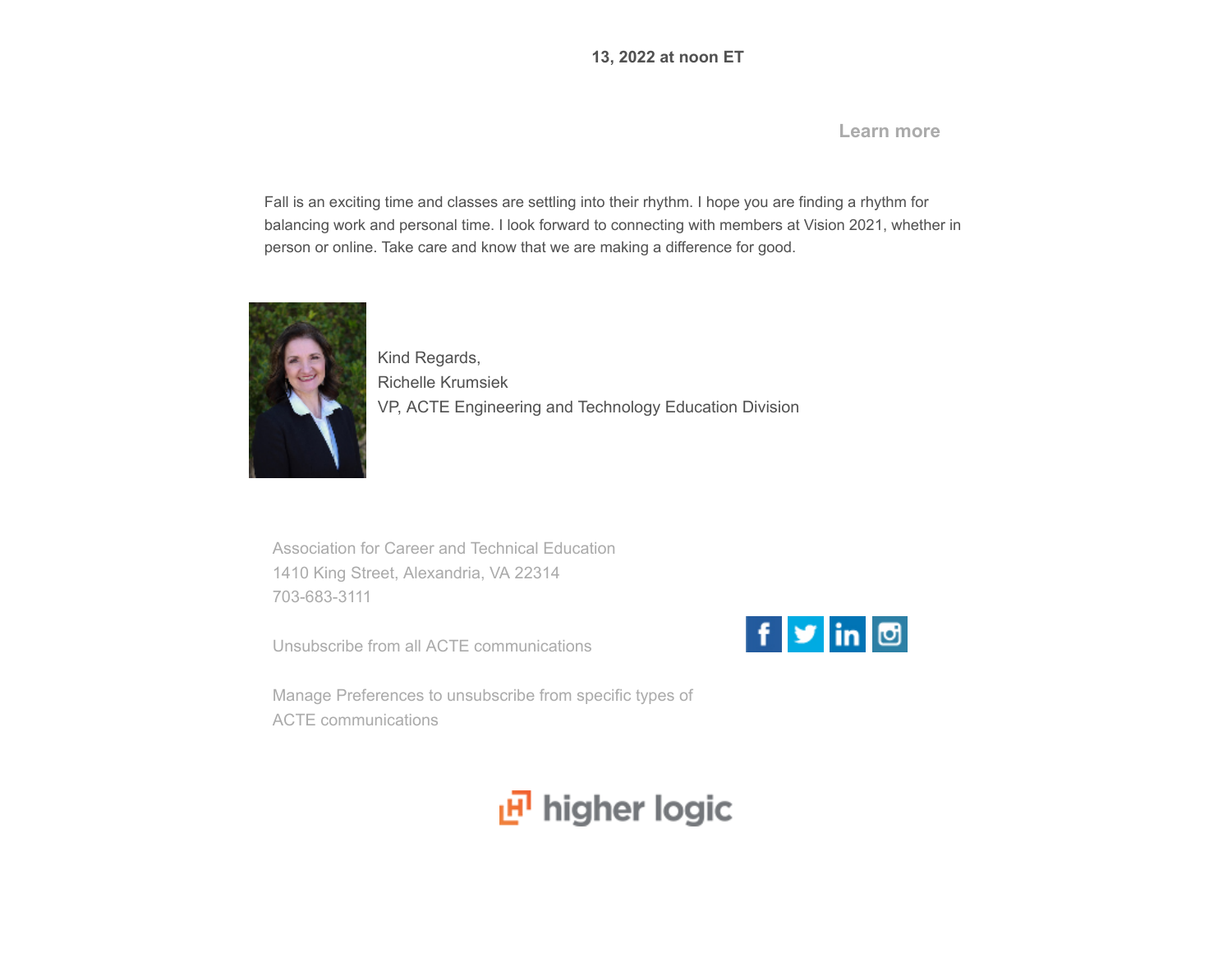**13, 2022 at noon ET**

**Learn more**

Fall is an exciting time and classes are settling into their rhythm. I hope you are finding a rhythm for balancing work and personal time. I look forward to connecting with members at Vision 2021, whether in person or online. Take care and know that we are making a difference for good.

Kind Regards,
Richelle Krumsiek
VP, ACTE Engineering and Technology Education Division

Association for Career and Technical Education
1410 King Street, Alexandria, VA 22314
703-683-3111

Unsubscribe from all ACTE communications

Manage Preferences to unsubscribe from specific types of ACTE communications

higher logic